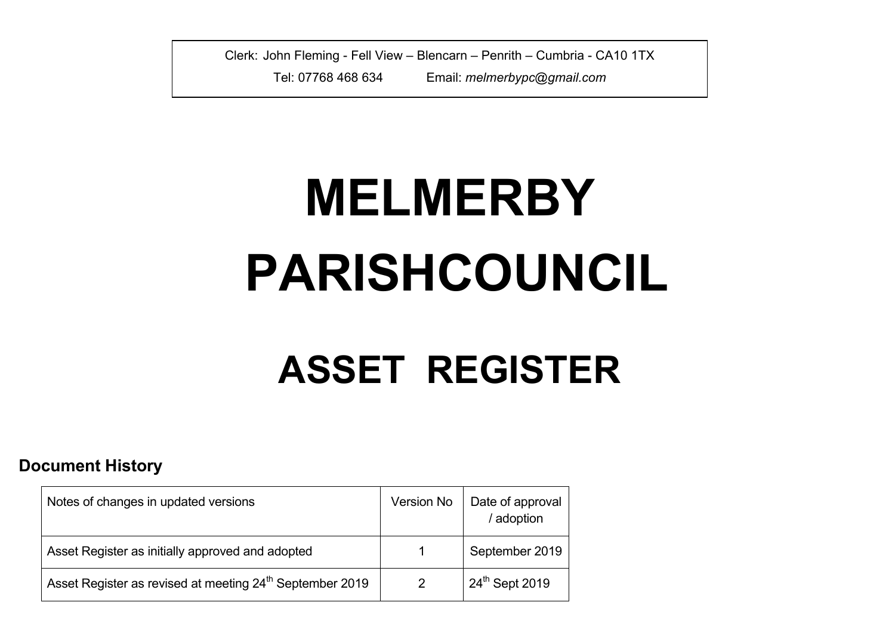Clerk: John Fleming - Fell View – Blencarn – Penrith – Cumbria - CA10 1TX

Tel: 07768 468 634 Email: *melmerbypc@gmail.com*

# MELMERBY PARISHCOUNCIL

# ASSET REGISTER

### Document History

| Notes of changes in updated versions | Version No | Date of approval / adoption |
|---|---|---|
| Asset Register as initially approved and adopted | 1 | September 2019 |
| Asset Register as revised at meeting 24th September 2019 | 2 | 24th Sept 2019 |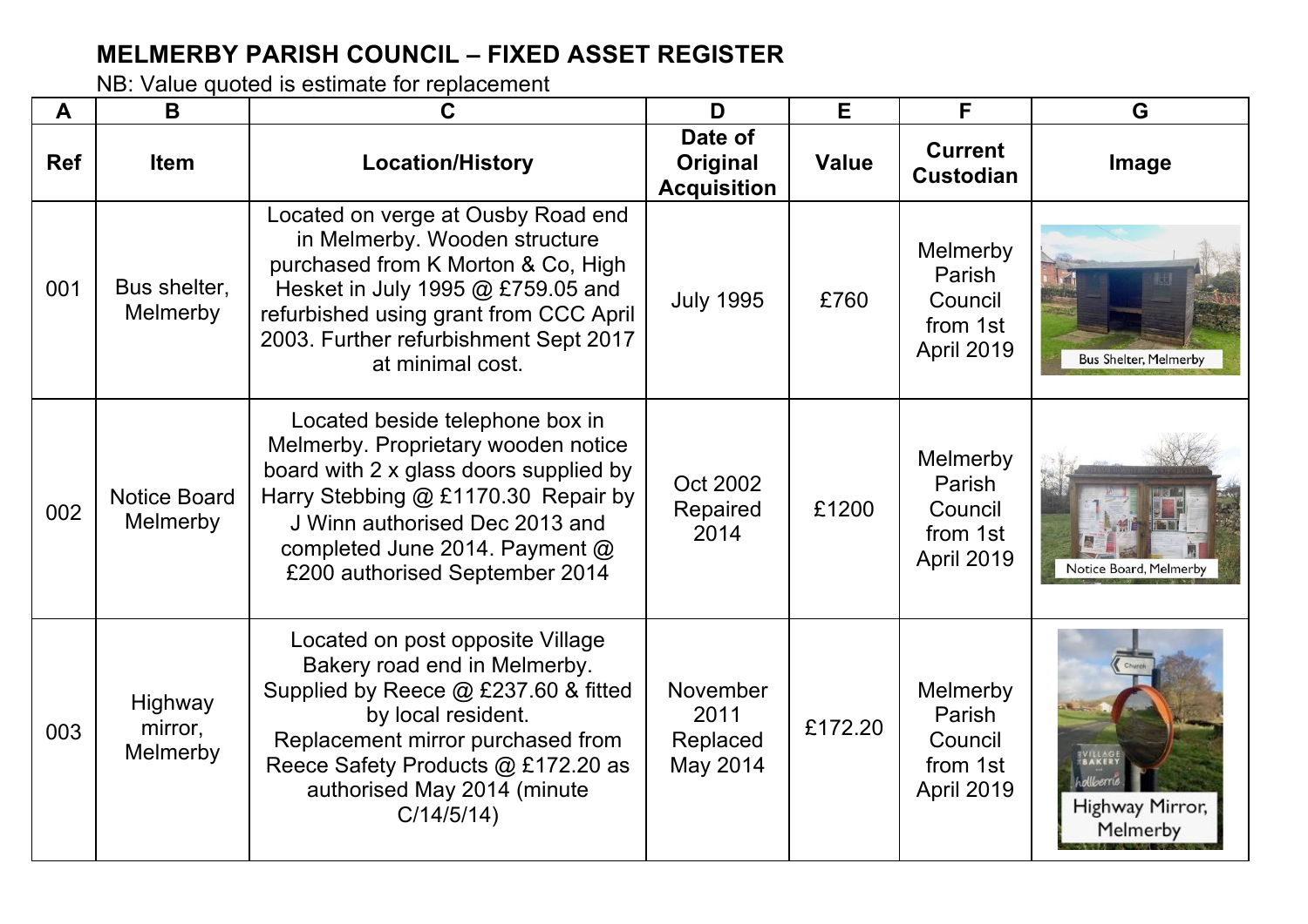# MELMERBY PARISH COUNCIL – FIXED ASSET REGISTER

NB: Value quoted is estimate for replacement

| A | B | C | D | E | F | G |
|---|---|---|---|---|---|---|
| **Ref** | **Item** | **Location/History** | **Date of Original Acquisition** | **Value** | **Current Custodian** | **Image** |
| 001 | Bus shelter, Melmerby | Located on verge at Ousby Road end in Melmerby. Wooden structure purchased from K Morton & Co, High Hesket in July 1995 @ £759.05 and refurbished using grant from CCC April 2003. Further refurbishment Sept 2017 at minimal cost. | July 1995 | £760 | Melmerby Parish Council from 1st April 2019 | Bus Shelter, Melmerby |
| 002 | Notice Board Melmerby | Located beside telephone box in Melmerby. Proprietary wooden notice board with 2 x glass doors supplied by Harry Stebbing @ £1170.30 Repair by J Winn authorised Dec 2013 and completed June 2014. Payment @ £200 authorised September 2014 | Oct 2002 Repaired 2014 | £1200 | Melmerby Parish Council from 1st April 2019 | Notice Board, Melmerby |
| 003 | Highway mirror, Melmerby | Located on post opposite Village Bakery road end in Melmerby. Supplied by Reece @ £237.60 & fitted by local resident. Replacement mirror purchased from Reece Safety Products @ £172.20 as authorised May 2014 (minute C/14/5/14) | November 2011 Replaced May 2014 | £172.20 | Melmerby Parish Council from 1st April 2019 | Highway Mirror, Melmerby |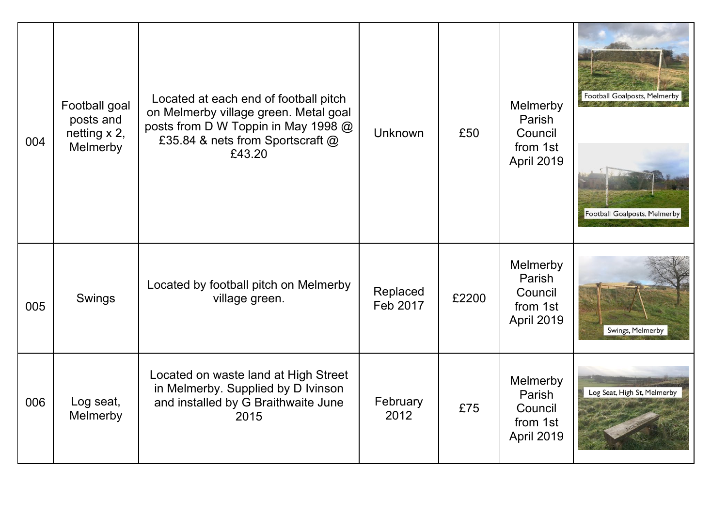| | | | | | | |
|---|---|---|---|---|---|---|
| 004 | Football goal posts and netting x 2, Melmerby | Located at each end of football pitch on Melmerby village green. Metal goal posts from D W Toppin in May 1998 @ £35.84 & nets from Sportscraft @ £43.20 | Unknown | £50 | Melmerby Parish Council from 1st April 2019 | Football Goalposts, Melmerby<br>Football Goalposts, Melmerby |
| 005 | Swings | Located by football pitch on Melmerby village green. | Replaced Feb 2017 | £2200 | Melmerby Parish Council from 1st April 2019 | Swings, Melmerby |
| 006 | Log seat, Melmerby | Located on waste land at High Street in Melmerby. Supplied by D Ivinson and installed by G Braithwaite June 2015 | February 2012 | £75 | Melmerby Parish Council from 1st April 2019 | Log Seat, High St, Melmerby |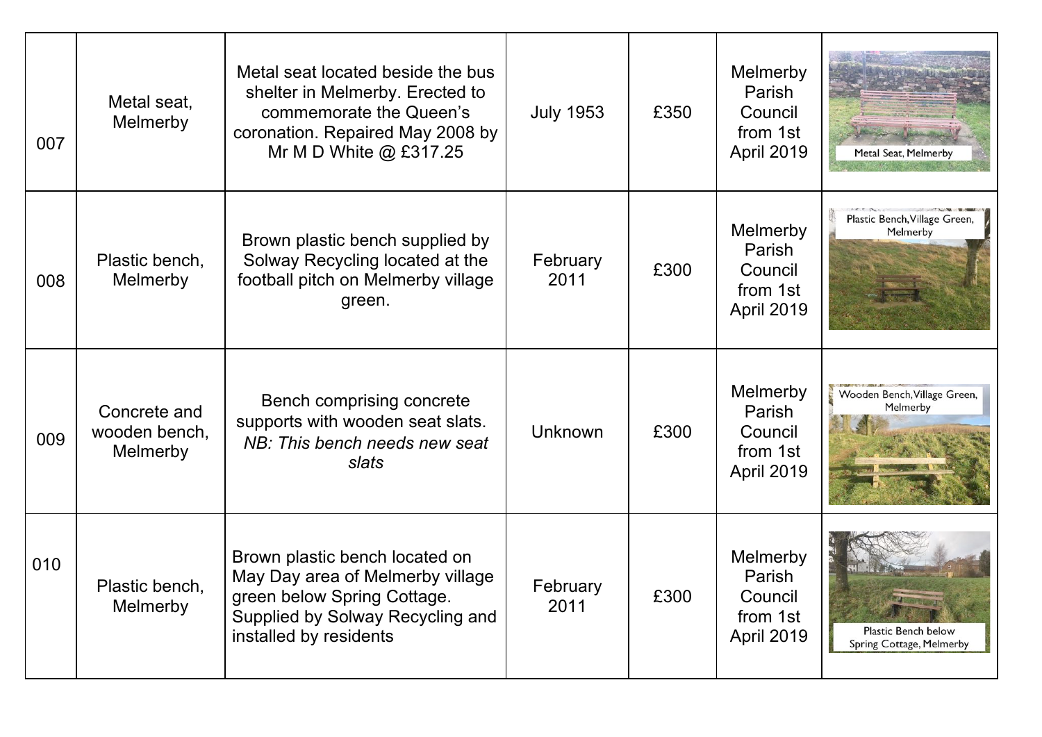| | | | | | | |
|---|---|---|---|---|---|---|
| 007 | Metal seat, Melmerby | Metal seat located beside the bus shelter in Melmerby. Erected to commemorate the Queen's coronation. Repaired May 2008 by Mr M D White @ £317.25 | July 1953 | £350 | Melmerby Parish Council from 1st April 2019 | Metal Seat, Melmerby |
| 008 | Plastic bench, Melmerby | Brown plastic bench supplied by Solway Recycling located at the football pitch on Melmerby village green. | February 2011 | £300 | Melmerby Parish Council from 1st April 2019 | Plastic Bench, Village Green, Melmerby |
| 009 | Concrete and wooden bench, Melmerby | Bench comprising concrete supports with wooden seat slats. *NB: This bench needs new seat slats* | Unknown | £300 | Melmerby Parish Council from 1st April 2019 | Wooden Bench, Village Green, Melmerby |
| 010 | Plastic bench, Melmerby | Brown plastic bench located on May Day area of Melmerby village green below Spring Cottage. Supplied by Solway Recycling and installed by residents | February 2011 | £300 | Melmerby Parish Council from 1st April 2019 | Plastic Bench below Spring Cottage, Melmerby |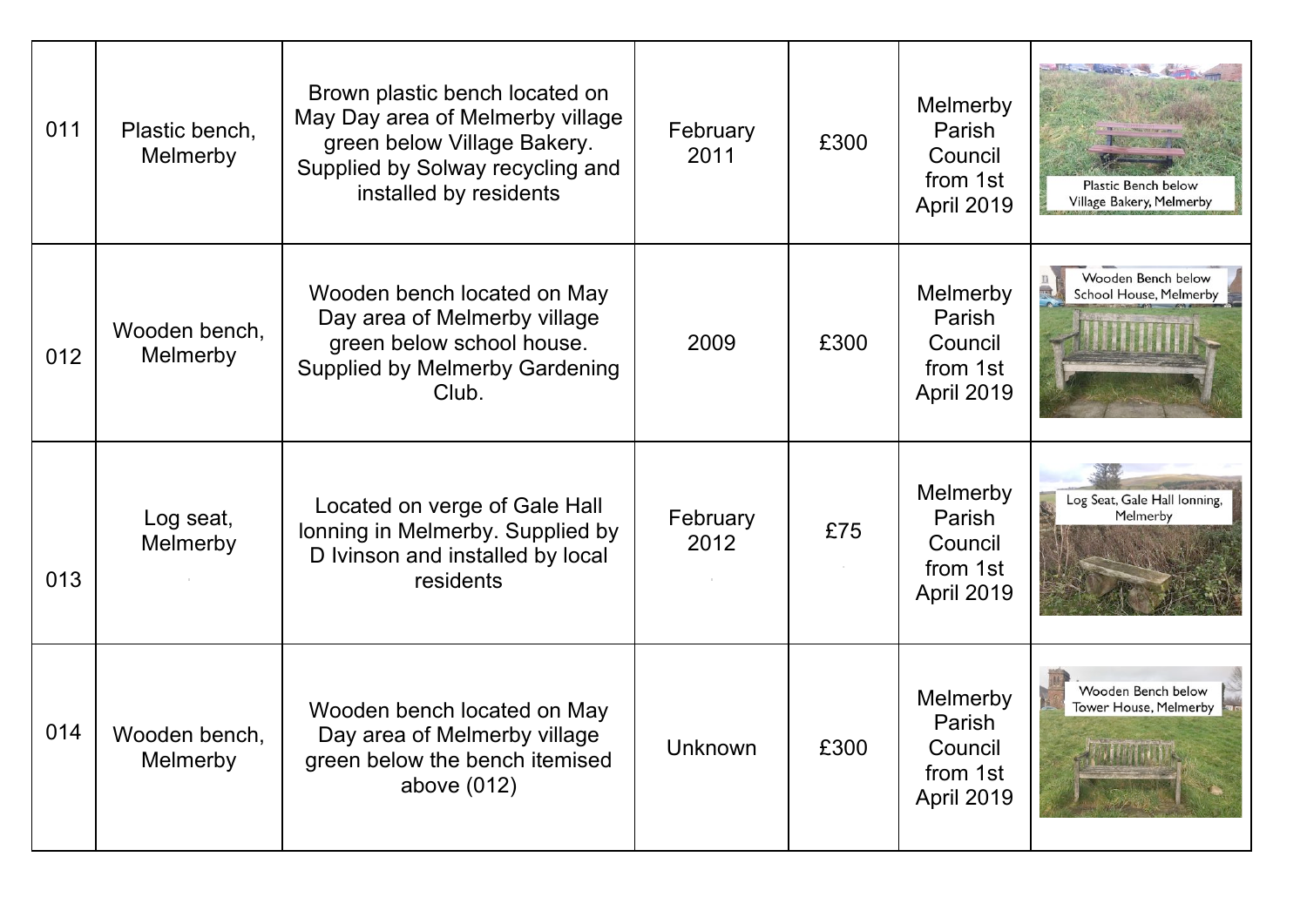| 011 | Plastic bench, Melmerby | Brown plastic bench located on May Day area of Melmerby village green below Village Bakery. Supplied by Solway recycling and installed by residents | February 2011 | £300 | Melmerby Parish Council from 1st April 2019 | Plastic Bench below Village Bakery, Melmerby |
|---|---|---|---|---|---|---|
| 012 | Wooden bench, Melmerby | Wooden bench located on May Day area of Melmerby village green below school house. Supplied by Melmerby Gardening Club. | 2009 | £300 | Melmerby Parish Council from 1st April 2019 | Wooden Bench below School House, Melmerby |
| 013 | Log seat, Melmerby | Located on verge of Gale Hall lonning in Melmerby. Supplied by D Ivinson and installed by local residents | February 2012 | £75 | Melmerby Parish Council from 1st April 2019 | Log Seat, Gale Hall lonning, Melmerby |
| 014 | Wooden bench, Melmerby | Wooden bench located on May Day area of Melmerby village green below the bench itemised above (012) | Unknown | £300 | Melmerby Parish Council from 1st April 2019 | Wooden Bench below Tower House, Melmerby |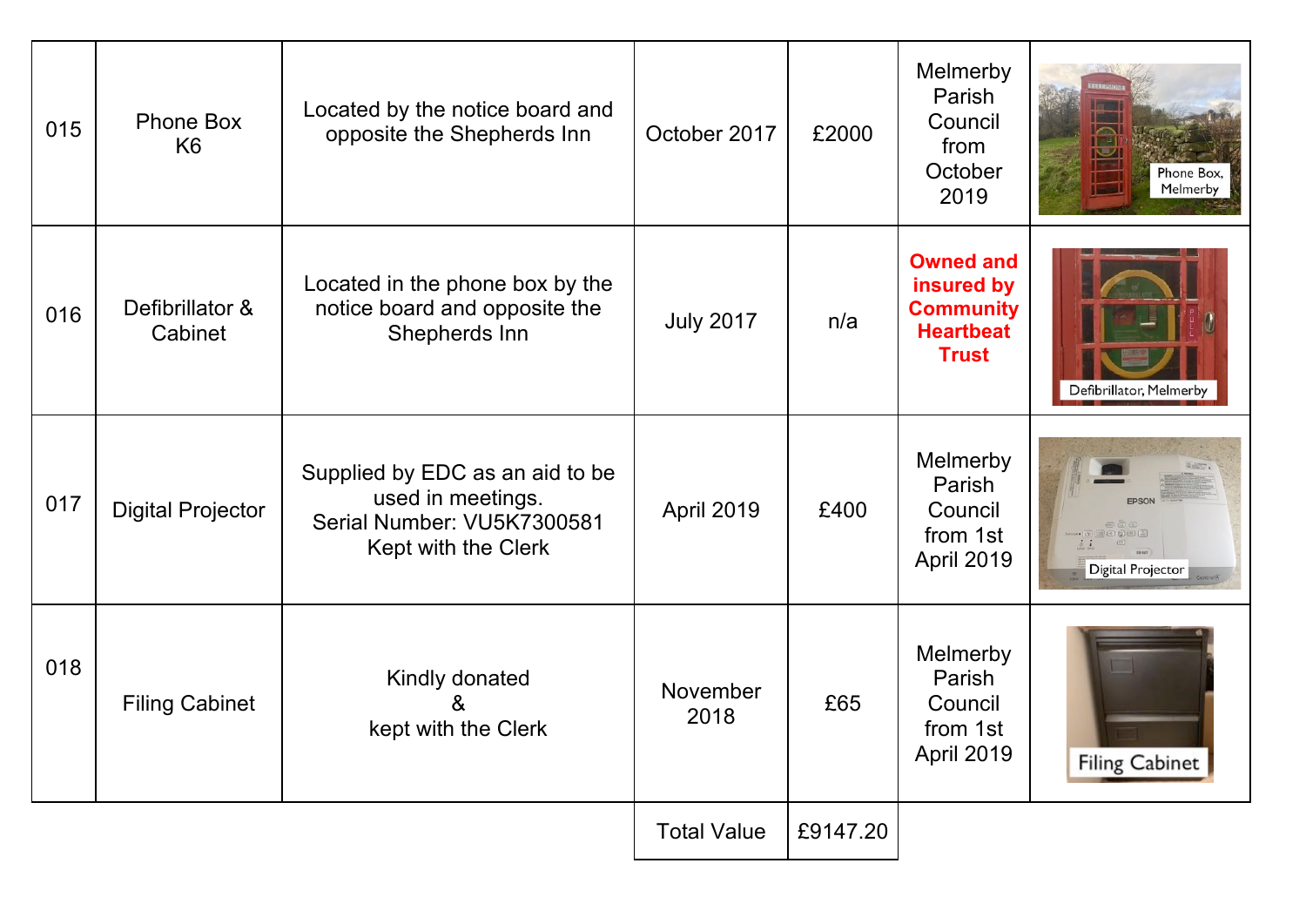| | | | | | | |
|---|---|---|---|---|---|---|
| 015 | Phone Box K6 | Located by the notice board and opposite the Shepherds Inn | October 2017 | £2000 | Melmerby Parish Council from October 2019 | Phone Box, Melmerby |
| 016 | Defibrillator & Cabinet | Located in the phone box by the notice board and opposite the Shepherds Inn | July 2017 | n/a | **Owned and insured by Community Heartbeat Trust** | Defibrillator, Melmerby |
| 017 | Digital Projector | Supplied by EDC as an aid to be used in meetings.<br>Serial Number: VU5K7300581<br>Kept with the Clerk | April 2019 | £400 | Melmerby Parish Council from 1st April 2019 | Digital Projector |
| 018 | Filing Cabinet | Kindly donated<br>&<br>kept with the Clerk | November 2018 | £65 | Melmerby Parish Council from 1st April 2019 | Filing Cabinet |
| | | | Total Value | £9147.20 | | |